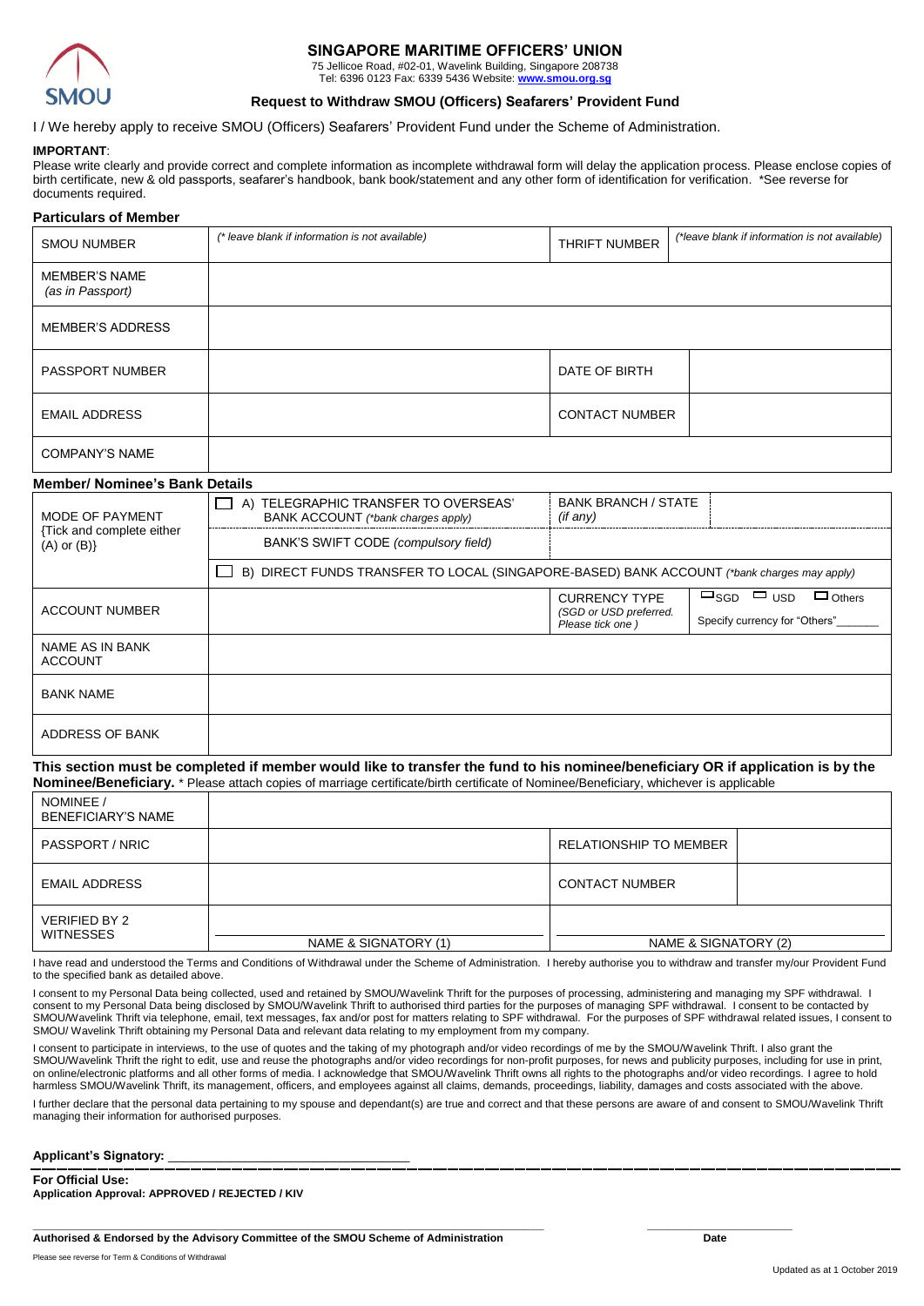# SINGAPORE MARITIME OFFICERS' UNION

75 Jellicoe Road, #02-01, Wavelink Building, Singapore 208738
Tel: 6396 0123 Fax: 6339 5436 Website: **www.smou.org.sg**

## Request to Withdraw SMOU (Officers) Seafarers' Provident Fund

I / We hereby apply to receive SMOU (Officers) Seafarers' Provident Fund under the Scheme of Administration.

**IMPORTANT**:
Please write clearly and provide correct and complete information as incomplete withdrawal form will delay the application process. Please enclose copies of birth certificate, new & old passports, seafarer's handbook, bank book/statement and any other form of identification for verification. *See reverse for documents required.

### Particulars of Member

| | | | |
|---|---|---|---|
| SMOU NUMBER | *(* leave blank if information is not available)* | THRIFT NUMBER | *(*leave blank if information is not available)* |
| MEMBER'S NAME *(as in Passport)* | | | |
| MEMBER'S ADDRESS | | | |
| PASSPORT NUMBER | | DATE OF BIRTH | |
| EMAIL ADDRESS | | CONTACT NUMBER | |
| COMPANY'S NAME | | | |

### Member/ Nominee's Bank Details

| | | | |
|---|---|---|---|
| MODE OF PAYMENT {Tick and complete either (A) or (B)} | ☐ A) TELEGRAPHIC TRANSFER TO OVERSEAS' BANK ACCOUNT *(*bank charges apply)* | BANK BRANCH / STATE *(if any)* | |
| | BANK'S SWIFT CODE *(compulsory field)* | | |
| | ☐ B) DIRECT FUNDS TRANSFER TO LOCAL (SINGAPORE-BASED) BANK ACCOUNT *(*bank charges may apply)* | | |
| ACCOUNT NUMBER | | CURRENCY TYPE *(SGD or USD preferred. Please tick one )* | ☐ SGD ☐ USD ☐ Others<br>Specify currency for "Others"_______ |
| NAME AS IN BANK ACCOUNT | | | |
| BANK NAME | | | |
| ADDRESS OF BANK | | | |

**This section must be completed if member would like to transfer the fund to his nominee/beneficiary OR if application is by the Nominee/Beneficiary.** * Please attach copies of marriage certificate/birth certificate of Nominee/Beneficiary, whichever is applicable

| | | | |
|---|---|---|---|
| NOMINEE / BENEFICIARY'S NAME | | | |
| PASSPORT / NRIC | | RELATIONSHIP TO MEMBER | |
| EMAIL ADDRESS | | CONTACT NUMBER | |
| VERIFIED BY 2 WITNESSES | NAME & SIGNATORY (1) | NAME & SIGNATORY (2) | |

I have read and understood the Terms and Conditions of Withdrawal under the Scheme of Administration. I hereby authorise you to withdraw and transfer my/our Provident Fund to the specified bank as detailed above.

I consent to my Personal Data being collected, used and retained by SMOU/Wavelink Thrift for the purposes of processing, administering and managing my SPF withdrawal. I consent to my Personal Data being disclosed by SMOU/Wavelink Thrift to authorised third parties for the purposes of managing SPF withdrawal. I consent to be contacted by SMOU/Wavelink Thrift via telephone, email, text messages, fax and/or post for matters relating to SPF withdrawal. For the purposes of SPF withdrawal related issues, I consent to SMOU/ Wavelink Thrift obtaining my Personal Data and relevant data relating to my employment from my company.

I consent to participate in interviews, to the use of quotes and the taking of my photograph and/or video recordings of me by the SMOU/Wavelink Thrift. I also grant the SMOU/Wavelink Thrift the right to edit, use and reuse the photographs and/or video recordings for non-profit purposes, for news and publicity purposes, including for use in print, on online/electronic platforms and all other forms of media. I acknowledge that SMOU/Wavelink Thrift owns all rights to the photographs and/or video recordings. I agree to hold harmless SMOU/Wavelink Thrift, its management, officers, and employees against all claims, demands, proceedings, liability, damages and costs associated with the above.

I further declare that the personal data pertaining to my spouse and dependant(s) are true and correct and that these persons are aware of and consent to SMOU/Wavelink Thrift managing their information for authorised purposes.

**Applicant's Signatory:** ________________________________

---

**For Official Use:**
**Application Approval: APPROVED / REJECTED / KIV**

________________________________________________ ____________________
**Authorised & Endorsed by the Advisory Committee of the SMOU Scheme of Administration** **Date**

Please see reverse for Term & Conditions of Withdrawal

Updated as at 1 October 2019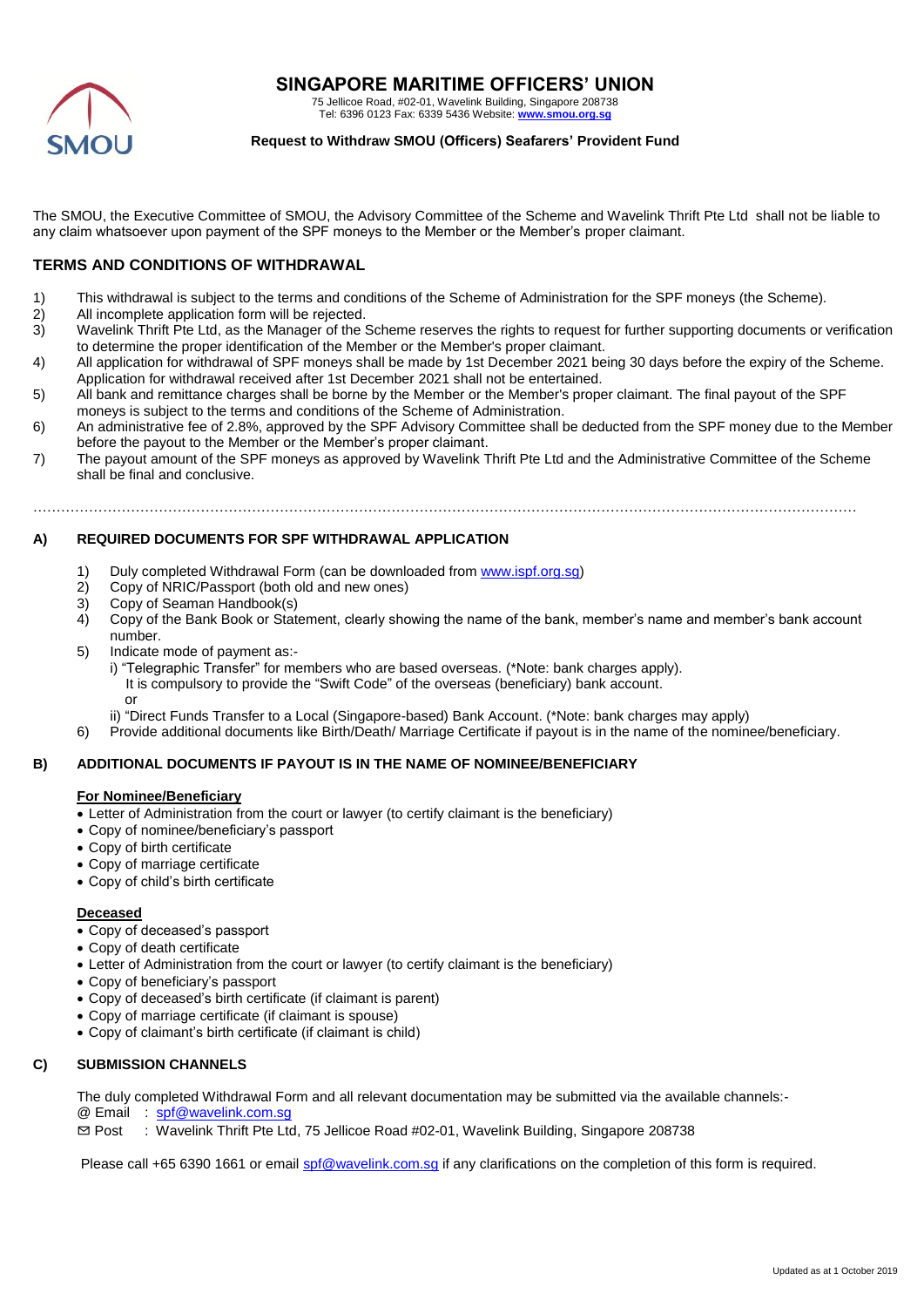# SINGAPORE MARITIME OFFICERS' UNION

75 Jellicoe Road, #02-01, Wavelink Building, Singapore 208738
Tel: 6396 0123 Fax: 6339 5436 Website: **www.smou.org.sg**

**Request to Withdraw SMOU (Officers) Seafarers' Provident Fund**

The SMOU, the Executive Committee of SMOU, the Advisory Committee of the Scheme and Wavelink Thrift Pte Ltd shall not be liable to any claim whatsoever upon payment of the SPF moneys to the Member or the Member's proper claimant.

## TERMS AND CONDITIONS OF WITHDRAWAL

1) This withdrawal is subject to the terms and conditions of the Scheme of Administration for the SPF moneys (the Scheme).
2) All incomplete application form will be rejected.
3) Wavelink Thrift Pte Ltd, as the Manager of the Scheme reserves the rights to request for further supporting documents or verification to determine the proper identification of the Member or the Member's proper claimant.
4) All application for withdrawal of SPF moneys shall be made by 1st December 2021 being 30 days before the expiry of the Scheme. Application for withdrawal received after 1st December 2021 shall not be entertained.
5) All bank and remittance charges shall be borne by the Member or the Member's proper claimant. The final payout of the SPF moneys is subject to the terms and conditions of the Scheme of Administration.
6) An administrative fee of 2.8%, approved by the SPF Advisory Committee shall be deducted from the SPF money due to the Member before the payout to the Member or the Member's proper claimant.
7) The payout amount of the SPF moneys as approved by Wavelink Thrift Pte Ltd and the Administrative Committee of the Scheme shall be final and conclusive.

.............................................................................................................................................................................

## A) REQUIRED DOCUMENTS FOR SPF WITHDRAWAL APPLICATION

1) Duly completed Withdrawal Form (can be downloaded from www.ispf.org.sg)
2) Copy of NRIC/Passport (both old and new ones)
3) Copy of Seaman Handbook(s)
4) Copy of the Bank Book or Statement, clearly showing the name of the bank, member's name and member's bank account number.
5) Indicate mode of payment as:-
   i) "Telegraphic Transfer" for members who are based overseas. (*Note: bank charges apply).
   It is compulsory to provide the "Swift Code" of the overseas (beneficiary) bank account.
   or
   ii) "Direct Funds Transfer to a Local (Singapore-based) Bank Account. (*Note: bank charges may apply)
6) Provide additional documents like Birth/Death/ Marriage Certificate if payout is in the name of the nominee/beneficiary.

## B) ADDITIONAL DOCUMENTS IF PAYOUT IS IN THE NAME OF NOMINEE/BENEFICIARY

**For Nominee/Beneficiary**

- Letter of Administration from the court or lawyer (to certify claimant is the beneficiary)
- Copy of nominee/beneficiary's passport
- Copy of birth certificate
- Copy of marriage certificate
- Copy of child's birth certificate

**Deceased**

- Copy of deceased's passport
- Copy of death certificate
- Letter of Administration from the court or lawyer (to certify claimant is the beneficiary)
- Copy of beneficiary's passport
- Copy of deceased's birth certificate (if claimant is parent)
- Copy of marriage certificate (if claimant is spouse)
- Copy of claimant's birth certificate (if claimant is child)

## C) SUBMISSION CHANNELS

The duly completed Withdrawal Form and all relevant documentation may be submitted via the available channels:-

@ Email : spf@wavelink.com.sg
✉ Post : Wavelink Thrift Pte Ltd, 75 Jellicoe Road #02-01, Wavelink Building, Singapore 208738

Please call +65 6390 1661 or email spf@wavelink.com.sg if any clarifications on the completion of this form is required.

Updated as at 1 October 2019